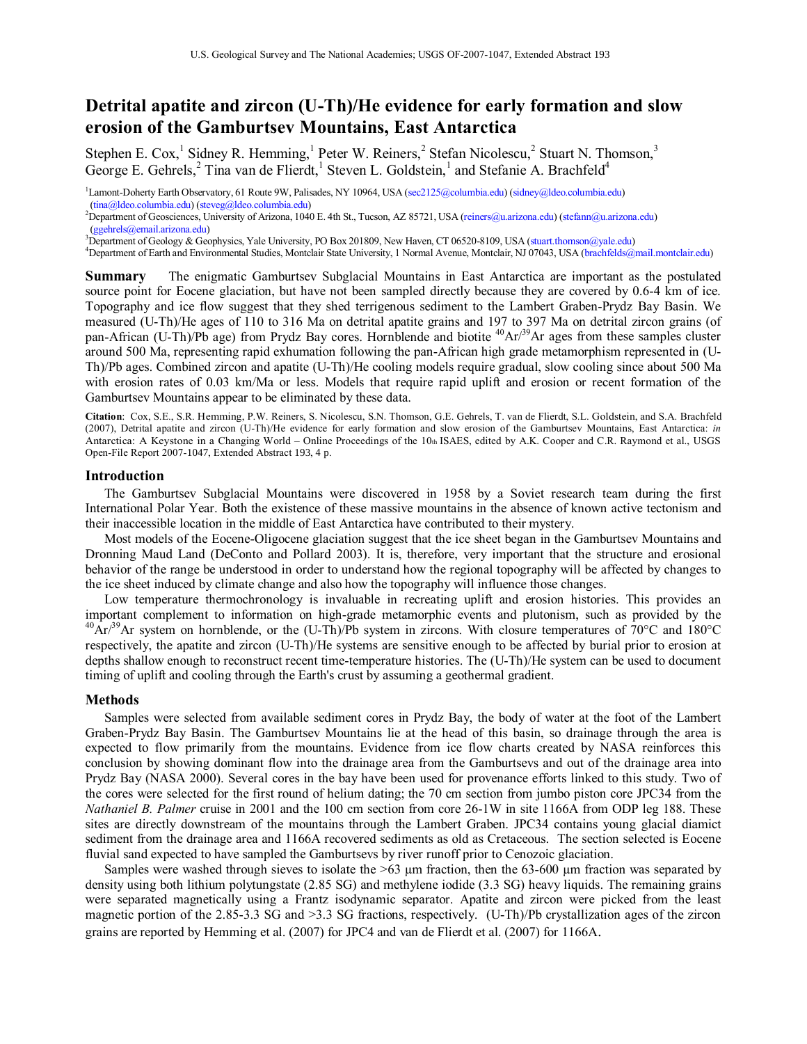# Detrital apatite and zircon (U-Th)/He evidence for early formation and slow erosion of the Gamburtsev Mountains, East Antarctica

Stephen E. Cox,[1] Sidney R. Hemming,[1] Peter W. Reiners,[2] Stefan Nicolescu,[2] Stuart N. Thomson,[3] George E. Gehrels,[2] Tina van de Flierdt,[1] Steven L. Goldstein,[1] and Stefanie A. Brachfeld[4]

[1]Lamont-Doherty Earth Observatory, 61 Route 9W, Palisades, NY 10964, USA (sec2125@columbia.edu) (sidney@ldeo.columbia.edu) (tina@ldeo.columbia.edu) (steveg@ldeo.columbia.edu)

[2]Department of Geosciences, University of Arizona, 1040 E. 4th St., Tucson, AZ 85721, USA (reiners@u.arizona.edu) (stefann@u.arizona.edu) (ggehrels@email.arizona.edu)

[3]Department of Geology & Geophysics, Yale University, PO Box 201809, New Haven, CT 06520-8109, USA (stuart.thomson@yale.edu)

[4]Department of Earth and Environmental Studies, Montclair State University, 1 Normal Avenue, Montclair, NJ 07043, USA (brachfelds@mail.montclair.edu)

**Summary** The enigmatic Gamburtsev Subglacial Mountains in East Antarctica are important as the postulated source point for Eocene glaciation, but have not been sampled directly because they are covered by 0.6-4 km of ice. Topography and ice flow suggest that they shed terrigenous sediment to the Lambert Graben-Prydz Bay Basin. We measured (U-Th)/He ages of 110 to 316 Ma on detrital apatite grains and 197 to 397 Ma on detrital zircon grains (of pan-African (U-Th)/Pb age) from Prydz Bay cores. Hornblende and biotite $^{40}Ar/^{39}Ar$ ages from these samples cluster around 500 Ma, representing rapid exhumation following the pan-African high grade metamorphism represented in (U-Th)/Pb ages. Combined zircon and apatite (U-Th)/He cooling models require gradual, slow cooling since about 500 Ma with erosion rates of 0.03 km/Ma or less. Models that require rapid uplift and erosion or recent formation of the Gamburtsev Mountains appear to be eliminated by these data.

**Citation**: Cox, S.E., S.R. Hemming, P.W. Reiners, S. Nicolescu, S.N. Thomson, G.E. Gehrels, T. van de Flierdt, S.L. Goldstein, and S.A. Brachfeld (2007), Detrital apatite and zircon (U-Th)/He evidence for early formation and slow erosion of the Gamburtsev Mountains, East Antarctica: *in* Antarctica: A Keystone in a Changing World – Online Proceedings of the 10th ISAES, edited by A.K. Cooper and C.R. Raymond et al., USGS Open-File Report 2007-1047, Extended Abstract 193, 4 p.

## Introduction

The Gamburtsev Subglacial Mountains were discovered in 1958 by a Soviet research team during the first International Polar Year. Both the existence of these massive mountains in the absence of known active tectonism and their inaccessible location in the middle of East Antarctica have contributed to their mystery.

Most models of the Eocene-Oligocene glaciation suggest that the ice sheet began in the Gamburtsev Mountains and Dronning Maud Land (DeConto and Pollard 2003). It is, therefore, very important that the structure and erosional behavior of the range be understood in order to understand how the regional topography will be affected by changes to the ice sheet induced by climate change and also how the topography will influence those changes.

Low temperature thermochronology is invaluable in recreating uplift and erosion histories. This provides an important complement to information on high-grade metamorphic events and plutonism, such as provided by the $^{40}Ar/^{39}Ar$ system on hornblende, or the (U-Th)/Pb system in zircons. With closure temperatures of 70°C and 180°C respectively, the apatite and zircon (U-Th)/He systems are sensitive enough to be affected by burial prior to erosion at depths shallow enough to reconstruct recent time-temperature histories. The (U-Th)/He system can be used to document timing of uplift and cooling through the Earth's crust by assuming a geothermal gradient.

## Methods

Samples were selected from available sediment cores in Prydz Bay, the body of water at the foot of the Lambert Graben-Prydz Bay Basin. The Gamburtsev Mountains lie at the head of this basin, so drainage through the area is expected to flow primarily from the mountains. Evidence from ice flow charts created by NASA reinforces this conclusion by showing dominant flow into the drainage area from the Gamburtsevs and out of the drainage area into Prydz Bay (NASA 2000). Several cores in the bay have been used for provenance efforts linked to this study. Two of the cores were selected for the first round of helium dating; the 70 cm section from jumbo piston core JPC34 from the *Nathaniel B. Palmer* cruise in 2001 and the 100 cm section from core 26-1W in site 1166A from ODP leg 188. These sites are directly downstream of the mountains through the Lambert Graben. JPC34 contains young glacial diamict sediment from the drainage area and 1166A recovered sediments as old as Cretaceous. The section selected is Eocene fluvial sand expected to have sampled the Gamburtsevs by river runoff prior to Cenozoic glaciation.

Samples were washed through sieves to isolate the >63 μm fraction, then the 63-600 μm fraction was separated by density using both lithium polytungstate (2.85 SG) and methylene iodide (3.3 SG) heavy liquids. The remaining grains were separated magnetically using a Frantz isodynamic separator. Apatite and zircon were picked from the least magnetic portion of the 2.85-3.3 SG and >3.3 SG fractions, respectively. (U-Th)/Pb crystallization ages of the zircon grains are reported by Hemming et al. (2007) for JPC4 and van de Flierdt et al. (2007) for 1166A.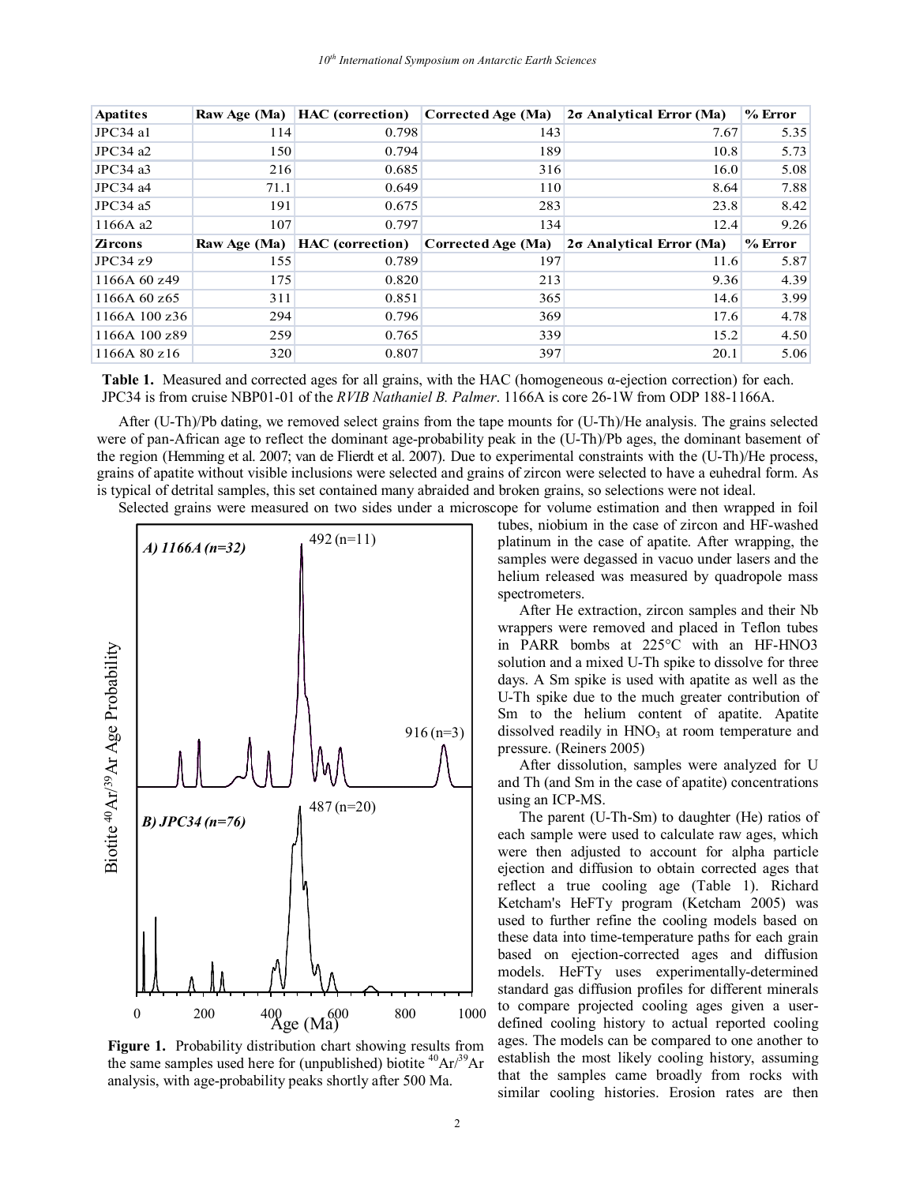| Apatites | Raw Age (Ma) | HAC (correction) | Corrected Age (Ma) | 2σ Analytical Error (Ma) | % Error |
|---|---|---|---|---|---|
| JPC34 a1 | 114 | 0.798 | 143 | 7.67 | 5.35 |
| JPC34 a2 | 150 | 0.794 | 189 | 10.8 | 5.73 |
| JPC34 a3 | 216 | 0.685 | 316 | 16.0 | 5.08 |
| JPC34 a4 | 71.1 | 0.649 | 110 | 8.64 | 7.88 |
| JPC34 a5 | 191 | 0.675 | 283 | 23.8 | 8.42 |
| 1166A a2 | 107 | 0.797 | 134 | 12.4 | 9.26 |
| **Zircons** | **Raw Age (Ma)** | **HAC (correction)** | **Corrected Age (Ma)** | **2σ Analytical Error (Ma)** | **% Error** |
| JPC34 z9 | 155 | 0.789 | 197 | 11.6 | 5.87 |
| 1166A 60 z49 | 175 | 0.820 | 213 | 9.36 | 4.39 |
| 1166A 60 z65 | 311 | 0.851 | 365 | 14.6 | 3.99 |
| 1166A 100 z36 | 294 | 0.796 | 369 | 17.6 | 4.78 |
| 1166A 100 z89 | 259 | 0.765 | 339 | 15.2 | 4.50 |
| 1166A 80 z16 | 320 | 0.807 | 397 | 20.1 | 5.06 |

**Table 1.** Measured and corrected ages for all grains, with the HAC (homogeneous α-ejection correction) for each. JPC34 is from cruise NBP01-01 of the *RVIB Nathaniel B. Palmer*. 1166A is core 26-1W from ODP 188-1166A.

After (U-Th)/Pb dating, we removed select grains from the tape mounts for (U-Th)/He analysis. The grains selected were of pan-African age to reflect the dominant age-probability peak in the (U-Th)/Pb ages, the dominant basement of the region (Hemming et al. 2007; van de Flierdt et al. 2007). Due to experimental constraints with the (U-Th)/He process, grains of apatite without visible inclusions were selected and grains of zircon were selected to have a euhedral form. As is typical of detrital samples, this set contained many abraided and broken grains, so selections were not ideal.

Selected grains were measured on two sides under a microscope for volume estimation and then wrapped in foil tubes, niobium in the case of zircon and HF-washed platinum in the case of apatite. After wrapping, the samples were degassed in vacuo under lasers and the helium released was measured by quadropole mass spectrometers.

After He extraction, zircon samples and their Nb wrappers were removed and placed in Teflon tubes in PARR bombs at 225°C with an HF-HNO3 solution and a mixed U-Th spike to dissolve for three days. A Sm spike is used with apatite as well as the U-Th spike due to the much greater contribution of Sm to the helium content of apatite. Apatite dissolved readily in $HNO_3$ at room temperature and pressure. (Reiners 2005)

After dissolution, samples were analyzed for U and Th (and Sm in the case of apatite) concentrations using an ICP-MS.

The parent (U-Th-Sm) to daughter (He) ratios of each sample were used to calculate raw ages, which were then adjusted to account for alpha particle ejection and diffusion to obtain corrected ages that reflect a true cooling age (Table 1). Richard Ketcham's HeFTy program (Ketcham 2005) was used to further refine the cooling models based on these data into time-temperature paths for each grain based on ejection-corrected ages and diffusion models. HeFTy uses experimentally-determined standard gas diffusion profiles for different minerals to compare projected cooling ages given a user-defined cooling history to actual reported cooling ages. The models can be compared to one another to establish the most likely cooling history, assuming that the samples came broadly from rocks with similar cooling histories. Erosion rates are then

**Figure 1.** Probability distribution chart showing results from the same samples used here for (unpublished) biotite $^{40}Ar/^{39}Ar$ analysis, with age-probability peaks shortly after 500 Ma.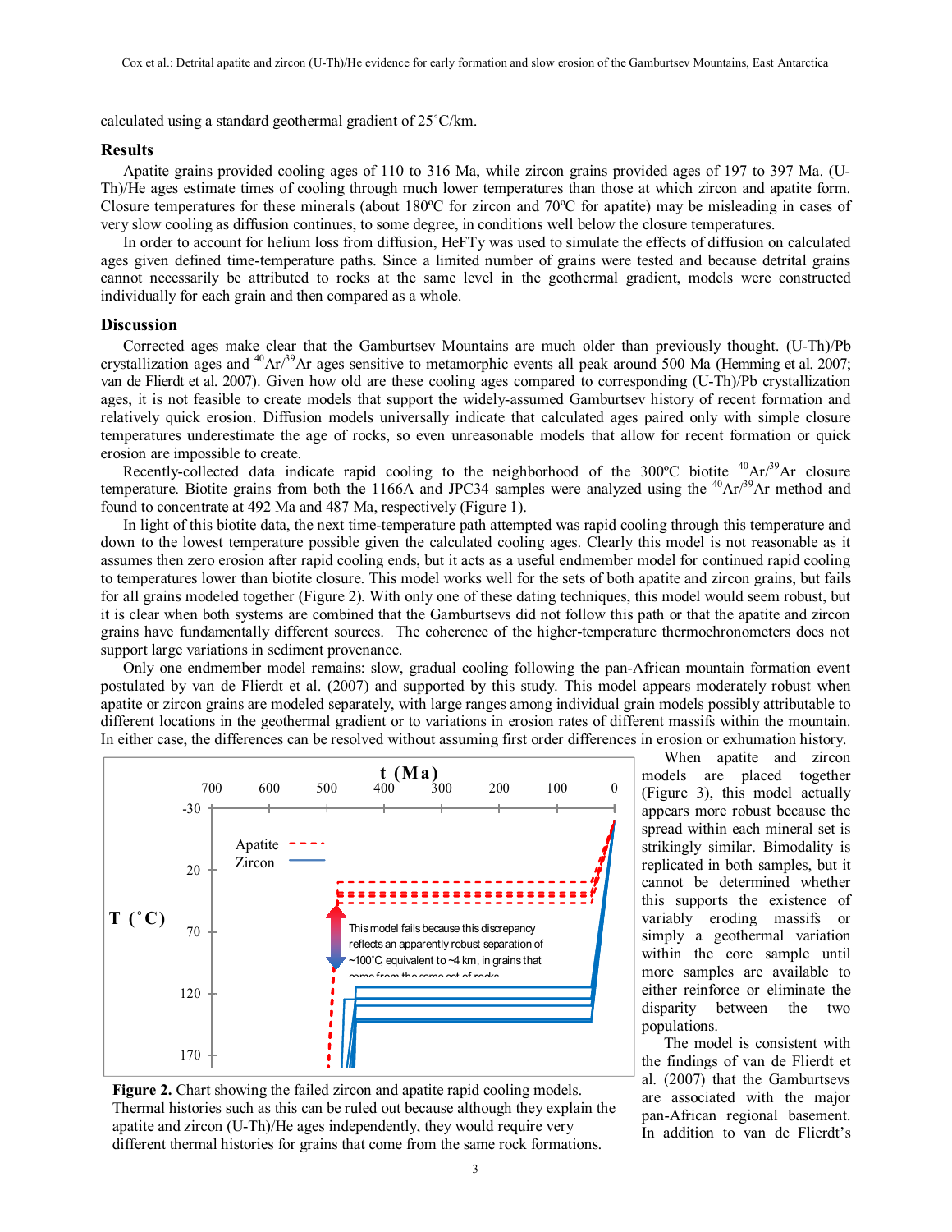calculated using a standard geothermal gradient of 25˚C/km.

## Results

Apatite grains provided cooling ages of 110 to 316 Ma, while zircon grains provided ages of 197 to 397 Ma. (U-Th)/He ages estimate times of cooling through much lower temperatures than those at which zircon and apatite form. Closure temperatures for these minerals (about 180ºC for zircon and 70ºC for apatite) may be misleading in cases of very slow cooling as diffusion continues, to some degree, in conditions well below the closure temperatures.

In order to account for helium loss from diffusion, HeFTy was used to simulate the effects of diffusion on calculated ages given defined time-temperature paths. Since a limited number of grains were tested and because detrital grains cannot necessarily be attributed to rocks at the same level in the geothermal gradient, models were constructed individually for each grain and then compared as a whole.

## Discussion

Corrected ages make clear that the Gamburtsev Mountains are much older than previously thought. (U-Th)/Pb crystallization ages and $^{40}Ar/^{39}Ar$ ages sensitive to metamorphic events all peak around 500 Ma (Hemming et al. 2007; van de Flierdt et al. 2007). Given how old are these cooling ages compared to corresponding (U-Th)/Pb crystallization ages, it is not feasible to create models that support the widely-assumed Gamburtsev history of recent formation and relatively quick erosion. Diffusion models universally indicate that calculated ages paired only with simple closure temperatures underestimate the age of rocks, so even unreasonable models that allow for recent formation or quick erosion are impossible to create.

Recently-collected data indicate rapid cooling to the neighborhood of the 300ºC biotite $^{40}Ar/^{39}Ar$ closure temperature. Biotite grains from both the 1166A and JPC34 samples were analyzed using the $^{40}Ar/^{39}Ar$ method and found to concentrate at 492 Ma and 487 Ma, respectively (Figure 1).

In light of this biotite data, the next time-temperature path attempted was rapid cooling through this temperature and down to the lowest temperature possible given the calculated cooling ages. Clearly this model is not reasonable as it assumes then zero erosion after rapid cooling ends, but it acts as a useful endmember model for continued rapid cooling to temperatures lower than biotite closure. This model works well for the sets of both apatite and zircon grains, but fails for all grains modeled together (Figure 2). With only one of these dating techniques, this model would seem robust, but it is clear when both systems are combined that the Gamburtsevs did not follow this path or that the apatite and zircon grains have fundamentally different sources. The coherence of the higher-temperature thermochronometers does not support large variations in sediment provenance.

Only one endmember model remains: slow, gradual cooling following the pan-African mountain formation event postulated by van de Flierdt et al. (2007) and supported by this study. This model appears moderately robust when apatite or zircon grains are modeled separately, with large ranges among individual grain models possibly attributable to different locations in the geothermal gradient or to variations in erosion rates of different massifs within the mountain. In either case, the differences can be resolved without assuming first order differences in erosion or exhumation history.

When apatite and zircon models are placed together (Figure 3), this model actually appears more robust because the spread within each mineral set is strikingly similar. Bimodality is replicated in both samples, but it cannot be determined whether this supports the existence of variably eroding massifs or simply a geothermal variation within the core sample until more samples are available to either reinforce or eliminate the disparity between the two populations.

The model is consistent with the findings of van de Flierdt et al. (2007) that the Gamburtsevs are associated with the major pan-African regional basement. In addition to van de Flierdt's

**Figure 2.** Chart showing the failed zircon and apatite rapid cooling models. Thermal histories such as this can be ruled out because although they explain the apatite and zircon (U-Th)/He ages independently, they would require very different thermal histories for grains that come from the same rock formations.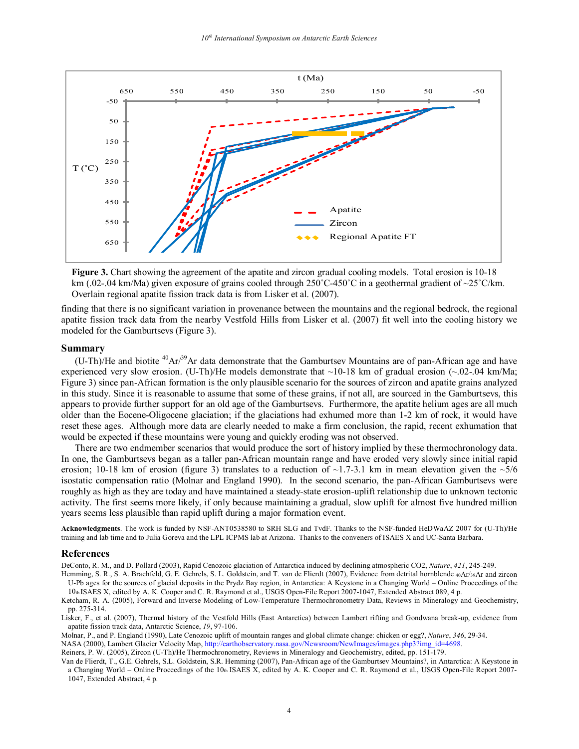t (Ma)

650 550 450 350 250 150 50 -50

-50 50 150 250 350 450 550 650

T (˚C)

Apatite

Zircon

Regional Apatite FT

**Figure 3.** Chart showing the agreement of the apatite and zircon gradual cooling models. Total erosion is 10-18 km (.02-.04 km/Ma) given exposure of grains cooled through 250˚C-450˚C in a geothermal gradient of ~25˚C/km. Overlain regional apatite fission track data is from Lisker et al. (2007).

finding that there is no significant variation in provenance between the mountains and the regional bedrock, the regional apatite fission track data from the nearby Vestfold Hills from Lisker et al. (2007) fit well into the cooling history we modeled for the Gamburtsevs (Figure 3).

## Summary

(U-Th)/He and biotite $^{40}Ar/^{39}Ar$ data demonstrate that the Gamburtsev Mountains are of pan-African age and have experienced very slow erosion. (U-Th)/He models demonstrate that ~10-18 km of gradual erosion (~.02-.04 km/Ma; Figure 3) since pan-African formation is the only plausible scenario for the sources of zircon and apatite grains analyzed in this study. Since it is reasonable to assume that some of these grains, if not all, are sourced in the Gamburtsevs, this appears to provide further support for an old age of the Gamburtsevs. Furthermore, the apatite helium ages are all much older than the Eocene-Oligocene glaciation; if the glaciations had exhumed more than 1-2 km of rock, it would have reset these ages. Although more data are clearly needed to make a firm conclusion, the rapid, recent exhumation that would be expected if these mountains were young and quickly eroding was not observed.

There are two endmember scenarios that would produce the sort of history implied by these thermochronology data. In one, the Gamburtsevs began as a taller pan-African mountain range and have eroded very slowly since initial rapid erosion; 10-18 km of erosion (figure 3) translates to a reduction of ~1.7-3.1 km in mean elevation given the ~5/6 isostatic compensation ratio (Molnar and England 1990). In the second scenario, the pan-African Gamburtsevs were roughly as high as they are today and have maintained a steady-state erosion-uplift relationship due to unknown tectonic activity. The first seems more likely, if only because maintaining a gradual, slow uplift for almost five hundred million years seems less plausible than rapid uplift during a major formation event.

**Acknowledgments**. The work is funded by NSF-ANT0538580 to SRH SLG and TvdF. Thanks to the NSF-funded HeDWaAZ 2007 for (U-Th)/He training and lab time and to Julia Goreva and the LPL ICPMS lab at Arizona. Thanks to the conveners of ISAES X and UC-Santa Barbara.

## References

DeConto, R. M., and D. Pollard (2003), Rapid Cenozoic glaciation of Antarctica induced by declining atmospheric CO2, *Nature*, *421*, 245-249.

Hemming, S. R., S. A. Brachfeld, G. E. Gehrels, S. L. Goldstein, and T. van de Flierdt (2007), Evidence from detrital hornblende $^{40}Ar/^{39}Ar$ and zircon U-Pb ages for the sources of glacial deposits in the Prydz Bay region, in Antarctica: A Keystone in a Changing World – Online Proceedings of the 10th ISAES X, edited by A. K. Cooper and C. R. Raymond et al., USGS Open-File Report 2007-1047, Extended Abstract 089, 4 p.

Ketcham, R. A. (2005), Forward and Inverse Modeling of Low-Temperature Thermochronometry Data, Reviews in Mineralogy and Geochemistry, pp. 275-314.

Lisker, F., et al. (2007), Thermal history of the Vestfold Hills (East Antarctica) between Lambert rifting and Gondwana break-up, evidence from apatite fission track data, Antarctic Science, *19*, 97-106.

Molnar, P., and P. England (1990), Late Cenozoic uplift of mountain ranges and global climate change: chicken or egg?, *Nature*, *346*, 29-34.

NASA (2000), Lambert Glacier Velocity Map, http://earthobservatory.nasa.gov/Newsroom/NewImages/images.php3?img_id=4698.

Reiners, P. W. (2005), Zircon (U-Th)/He Thermochronometry, Reviews in Mineralogy and Geochemistry, edited, pp. 151-179.

Van de Flierdt, T., G.E. Gehrels, S.L. Goldstein, S.R. Hemming (2007), Pan-African age of the Gamburtsev Mountains?, in Antarctica: A Keystone in a Changing World – Online Proceedings of the 10th ISAES X, edited by A. K. Cooper and C. R. Raymond et al., USGS Open-File Report 2007-1047, Extended Abstract, 4 p.